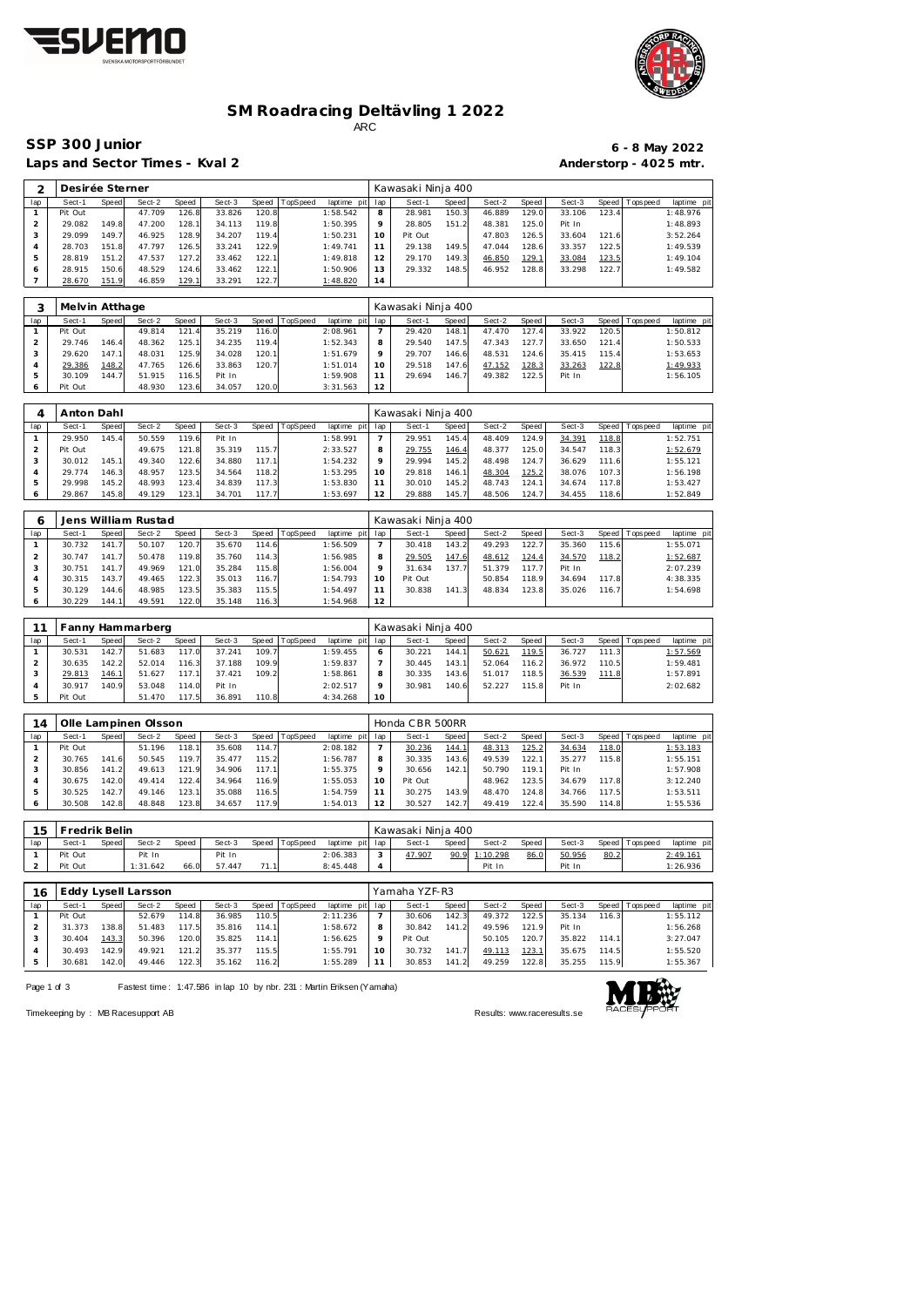# SM Roadracing Deltävling 1 2022

ARC

## SSP 300 Junior

**6 - 8 May 2022**

**Laps and Sector Times - Kval 2**

**Anderstorp - 4025 mtr.**

### 2 Desirée Sterner — Kawasaki Ninja 400

| lap | Sect-1 | Speed | Sect-2 | Speed | Sect-3 | Speed | TopSpeed | laptime pit | lap | Sect-1 | Speed | Sect-2 | Speed | Sect-3 | Speed | Topspeed | laptime pit |
|---|---|---|---|---|---|---|---|---|---|---|---|---|---|---|---|---|---|
| 1 | Pit Out | | 47.709 | 126.8 | 33.826 | 120.8 | | 1:58.542 | 8 | 28.981 | 150.3 | 46.889 | 129.0 | 33.106 | 123.4 | | 1:48.976 |
| 2 | 29.082 | 149.8 | 47.200 | 128.1 | 34.113 | 119.8 | | 1:50.395 | 9 | 28.805 | 151.2 | 48.381 | 125.0 | Pit In | | | 1:48.893 |
| 3 | 29.099 | 149.7 | 46.925 | 128.9 | 34.207 | 119.4 | | 1:50.231 | 10 | Pit Out | | 47.803 | 126.5 | 33.604 | 121.6 | | 3:52.264 |
| 4 | 28.703 | 151.8 | 47.797 | 126.5 | 33.241 | 122.9 | | 1:49.741 | 11 | 29.138 | 149.5 | 47.044 | 128.6 | 33.357 | 122.5 | | 1:49.539 |
| 5 | 28.819 | 151.2 | 47.537 | 127.2 | 33.462 | 122.1 | | 1:49.818 | 12 | 29.170 | 149.3 | 46.850 | 129.1 | 33.084 | 123.5 | | 1:49.104 |
| 6 | 28.915 | 150.6 | 48.529 | 124.6 | 33.462 | 122.1 | | 1:50.906 | 13 | 29.332 | 148.5 | 46.952 | 128.8 | 33.298 | 122.7 | | 1:49.582 |
| 7 | 28.670 | 151.9 | 46.859 | 129.1 | 33.291 | 122.7 | | 1:48.820 | 14 | | | | | | | | |

### 3 Melvin Atthage — Kawasaki Ninja 400

| lap | Sect-1 | Speed | Sect-2 | Speed | Sect-3 | Speed | TopSpeed | laptime pit | lap | Sect-1 | Speed | Sect-2 | Speed | Sect-3 | Speed | Topspeed | laptime pit |
|---|---|---|---|---|---|---|---|---|---|---|---|---|---|---|---|---|---|
| 1 | Pit Out | | 49.814 | 121.4 | 35.219 | 116.0 | | 2:08.961 | 7 | 29.420 | 148.1 | 47.470 | 127.4 | 33.922 | 120.5 | | 1:50.812 |
| 2 | 29.746 | 146.4 | 48.362 | 125.1 | 34.235 | 119.4 | | 1:52.343 | 8 | 29.540 | 147.5 | 47.343 | 127.7 | 33.650 | 121.4 | | 1:50.533 |
| 3 | 29.620 | 147.1 | 48.031 | 125.9 | 34.028 | 120.1 | | 1:51.679 | 9 | 29.707 | 146.6 | 48.531 | 124.6 | 35.415 | 115.4 | | 1:53.653 |
| 4 | 29.386 | 148.2 | 47.765 | 126.6 | 33.863 | 120.7 | | 1:51.014 | 10 | 29.518 | 147.6 | 47.152 | 128.3 | 33.263 | 122.8 | | 1:49.933 |
| 5 | 30.109 | 144.7 | 51.915 | 116.5 | Pit In | | | 1:59.908 | 11 | 29.694 | 146.7 | 49.382 | 122.5 | Pit In | | | 1:56.105 |
| 6 | Pit Out | | 48.930 | 123.6 | 34.057 | 120.0 | | 3:31.563 | 12 | | | | | | | | |

### 4 Anton Dahl — Kawasaki Ninja 400

| lap | Sect-1 | Speed | Sect-2 | Speed | Sect-3 | Speed | TopSpeed | laptime pit | lap | Sect-1 | Speed | Sect-2 | Speed | Sect-3 | Speed | Topspeed | laptime pit |
|---|---|---|---|---|---|---|---|---|---|---|---|---|---|---|---|---|---|
| 1 | 29.950 | 145.4 | 50.559 | 119.6 | Pit In | | | 1:58.991 | 7 | 29.951 | 145.4 | 48.409 | 124.9 | 34.391 | 118.8 | | 1:52.751 |
| 2 | Pit Out | | 49.675 | 121.8 | 35.319 | 115.7 | | 2:33.527 | 8 | 29.755 | 146.4 | 48.377 | 125.0 | 34.547 | 118.3 | | 1:52.679 |
| 3 | 30.012 | 145.1 | 49.340 | 122.6 | 34.880 | 117.1 | | 1:54.232 | 9 | 29.994 | 145.2 | 48.498 | 124.7 | 36.629 | 111.6 | | 1:55.121 |
| 4 | 29.774 | 146.3 | 48.957 | 123.5 | 34.564 | 118.2 | | 1:53.295 | 10 | 29.818 | 146.1 | 48.304 | 125.2 | 38.076 | 107.3 | | 1:56.198 |
| 5 | 29.998 | 145.2 | 48.993 | 123.4 | 34.839 | 117.3 | | 1:53.830 | 11 | 30.010 | 145.2 | 48.743 | 124.1 | 34.674 | 117.8 | | 1:53.427 |
| 6 | 29.867 | 145.8 | 49.129 | 123.1 | 34.701 | 117.7 | | 1:53.697 | 12 | 29.888 | 145.7 | 48.506 | 124.7 | 34.455 | 118.6 | | 1:52.849 |

### 6 Jens William Rustad — Kawasaki Ninja 400

| lap | Sect-1 | Speed | Sect-2 | Speed | Sect-3 | Speed | TopSpeed | laptime pit | lap | Sect-1 | Speed | Sect-2 | Speed | Sect-3 | Speed | Topspeed | laptime pit |
|---|---|---|---|---|---|---|---|---|---|---|---|---|---|---|---|---|---|
| 1 | 30.732 | 141.7 | 50.107 | 120.7 | 35.670 | 114.6 | | 1:56.509 | 7 | 30.418 | 143.2 | 49.293 | 122.7 | 35.360 | 115.6 | | 1:55.071 |
| 2 | 30.747 | 141.7 | 50.478 | 119.8 | 35.760 | 114.3 | | 1:56.985 | 8 | 29.505 | 147.6 | 48.612 | 124.4 | 34.570 | 118.2 | | 1:52.687 |
| 3 | 30.751 | 141.7 | 49.969 | 121.0 | 35.284 | 115.8 | | 1:56.004 | 9 | 31.634 | 137.7 | 51.379 | 117.7 | Pit In | | | 2:07.239 |
| 4 | 30.315 | 143.7 | 49.465 | 122.3 | 35.013 | 116.7 | | 1:54.793 | 10 | Pit Out | | 50.854 | 118.9 | 34.694 | 117.8 | | 4:38.335 |
| 5 | 30.129 | 144.6 | 48.985 | 123.5 | 35.383 | 115.5 | | 1:54.497 | 11 | 30.838 | 141.3 | 48.834 | 123.8 | 35.026 | 116.7 | | 1:54.698 |
| 6 | 30.229 | 144.1 | 49.591 | 122.0 | 35.148 | 116.3 | | 1:54.968 | 12 | | | | | | | | |

### 11 Fanny Hammarberg — Kawasaki Ninja 400

| lap | Sect-1 | Speed | Sect-2 | Speed | Sect-3 | Speed | TopSpeed | laptime pit | lap | Sect-1 | Speed | Sect-2 | Speed | Sect-3 | Speed | Topspeed | laptime pit |
|---|---|---|---|---|---|---|---|---|---|---|---|---|---|---|---|---|---|
| 1 | 30.531 | 142.7 | 51.683 | 117.0 | 37.241 | 109.7 | | 1:59.455 | 6 | 30.221 | 144.1 | 50.621 | 119.5 | 36.727 | 111.3 | | 1:57.569 |
| 2 | 30.635 | 142.2 | 52.014 | 116.3 | 37.188 | 109.9 | | 1:59.837 | 7 | 30.445 | 143.1 | 52.064 | 116.2 | 36.972 | 110.5 | | 1:59.481 |
| 3 | 29.813 | 146.1 | 51.627 | 117.1 | 37.421 | 109.2 | | 1:58.861 | 8 | 30.335 | 143.6 | 51.017 | 118.5 | 36.539 | 111.8 | | 1:57.891 |
| 4 | 30.917 | 140.9 | 53.048 | 114.0 | Pit In | | | 2:02.517 | 9 | 30.981 | 140.6 | 52.227 | 115.8 | Pit In | | | 2:02.682 |
| 5 | Pit Out | | 51.470 | 117.5 | 36.891 | 110.8 | | 4:34.268 | 10 | | | | | | | | |

### 14 Olle Lampinen Olsson — Honda CBR 500RR

| lap | Sect-1 | Speed | Sect-2 | Speed | Sect-3 | Speed | TopSpeed | laptime pit | lap | Sect-1 | Speed | Sect-2 | Speed | Sect-3 | Speed | Topspeed | laptime pit |
|---|---|---|---|---|---|---|---|---|---|---|---|---|---|---|---|---|---|
| 1 | Pit Out | | 51.196 | 118.1 | 35.608 | 114.7 | | 2:08.182 | 7 | 30.236 | 144.1 | 48.313 | 125.2 | 34.634 | 118.0 | | 1:53.183 |
| 2 | 30.765 | 141.6 | 50.545 | 119.7 | 35.477 | 115.2 | | 1:56.787 | 8 | 30.335 | 143.6 | 49.539 | 122.1 | 35.277 | 115.8 | | 1:55.151 |
| 3 | 30.856 | 141.2 | 49.613 | 121.9 | 34.906 | 117.1 | | 1:55.375 | 9 | 30.656 | 142.1 | 50.790 | 119.1 | Pit In | | | 1:57.908 |
| 4 | 30.675 | 142.0 | 49.414 | 122.4 | 34.964 | 116.9 | | 1:55.053 | 10 | Pit Out | | 48.962 | 123.5 | 34.679 | 117.8 | | 3:12.240 |
| 5 | 30.525 | 142.7 | 49.146 | 123.1 | 35.088 | 116.5 | | 1:54.759 | 11 | 30.275 | 143.9 | 48.470 | 124.8 | 34.766 | 117.5 | | 1:53.511 |
| 6 | 30.508 | 142.8 | 48.848 | 123.8 | 34.657 | 117.9 | | 1:54.013 | 12 | 30.527 | 142.7 | 49.419 | 122.4 | 35.590 | 114.8 | | 1:55.536 |

### 15 Fredrik Belin — Kawasaki Ninja 400

| lap | Sect-1 | Speed | Sect-2 | Speed | Sect-3 | Speed | TopSpeed | laptime pit | lap | Sect-1 | Speed | Sect-2 | Speed | Sect-3 | Speed | Topspeed | laptime pit |
|---|---|---|---|---|---|---|---|---|---|---|---|---|---|---|---|---|---|
| 1 | Pit Out | | Pit In | | Pit In | | | 2:06.383 | 3 | 47.907 | 90.9 | 1:10.298 | 86.0 | 50.956 | 80.2 | | 2:49.161 |
| 2 | Pit Out | | 1:31.642 | 66.0 | 57.447 | 71.1 | | 8:45.448 | 4 | | | Pit In | | Pit In | | | 1:26.936 |

### 16 Eddy Lysell Larsson — Yamaha YZF-R3

| lap | Sect-1 | Speed | Sect-2 | Speed | Sect-3 | Speed | TopSpeed | laptime pit | lap | Sect-1 | Speed | Sect-2 | Speed | Sect-3 | Speed | Topspeed | laptime pit |
|---|---|---|---|---|---|---|---|---|---|---|---|---|---|---|---|---|---|
| 1 | Pit Out | | 52.679 | 114.8 | 36.985 | 110.5 | | 2:11.236 | 7 | 30.606 | 142.3 | 49.372 | 122.5 | 35.134 | 116.3 | | 1:55.112 |
| 2 | 31.373 | 138.8 | 51.483 | 117.5 | 35.816 | 114.1 | | 1:58.672 | 8 | 30.842 | 141.2 | 49.596 | 121.9 | Pit In | | | 1:56.268 |
| 3 | 30.404 | 143.3 | 50.396 | 120.0 | 35.825 | 114.1 | | 1:56.625 | 9 | Pit Out | | 50.105 | 120.7 | 35.822 | 114.1 | | 3:27.047 |
| 4 | 30.493 | 142.9 | 49.921 | 121.2 | 35.377 | 115.5 | | 1:55.791 | 10 | 30.732 | 141.7 | 49.113 | 123.1 | 35.675 | 114.5 | | 1:55.520 |
| 5 | 30.681 | 142.0 | 49.446 | 122.3 | 35.162 | 116.2 | | 1:55.289 | 11 | 30.853 | 141.2 | 49.259 | 122.8 | 35.255 | 115.9 | | 1:55.367 |

Fastest time : 1:47.586 in lap 10 by nbr. 231 : Martin Eriksen (Yamaha)

Timekeeping by : MB Racesupport AB

Results: www.raceresults.se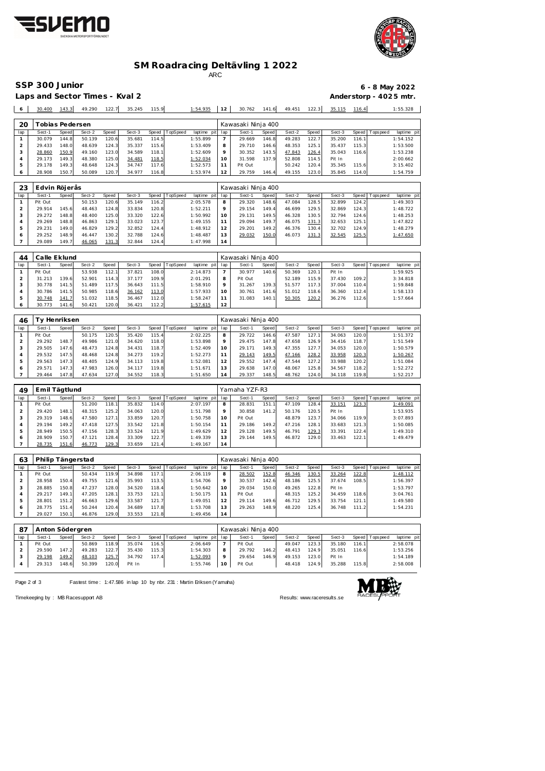# SM Roadracing Deltävling 1 2022

ARC

## SSP 300 Junior

**Laps and Sector Times - Kval 2**

6 - 8 May 2022

Anderstorp - 4025 mtr.

| 6 | 30.400 | 143.3 | 49.290 | 122.7 | 35.245 | 115.9 | | 1:54.935 | 12 | 30.762 | 141.6 | 49.451 | 122.3 | 35.115 | 116.4 | | 1:55.328 |
|---|---|---|---|---|---|---|---|---|---|---|---|---|---|---|---|---|---|

| 20 | Tobias Pedersen | | | | | | | | Kawasaki Ninja 400 | | | | | | | | |
|---|---|---|---|---|---|---|---|---|---|---|---|---|---|---|---|---|---|
| lap | Sect-1 | Speed | Sect-2 | Speed | Sect-3 | Speed | TopSpeed | laptime pit | lap | Sect-1 | Speed | Sect-2 | Speed | Sect-3 | Speed | Topspeed | laptime pit |
| 1 | 30.079 | 144.8 | 50.139 | 120.6 | 35.681 | 114.5 | | 1:55.899 | 7 | 29.669 | 146.8 | 49.283 | 122.7 | 35.200 | 116.1 | | 1:54.152 |
| 2 | 29.433 | 148.0 | 48.639 | 124.3 | 35.337 | 115.6 | | 1:53.409 | 8 | 29.710 | 146.6 | 48.353 | 125.1 | 35.437 | 115.3 | | 1:53.500 |
| 3 | 28.860 | 150.9 | 49.160 | 123.0 | 34.589 | 118.1 | | 1:52.609 | 9 | 30.352 | 143.5 | 47.843 | 126.4 | 35.043 | 116.6 | | 1:53.238 |
| 4 | 29.173 | 149.3 | 48.380 | 125.0 | 34.481 | 118.5 | | 1:52.034 | 10 | 31.598 | 137.9 | 52.808 | 114.5 | Pit In | | | 2:00.662 |
| 5 | 29.178 | 149.3 | 48.648 | 124.3 | 34.747 | 117.6 | | 1:52.573 | 11 | Pit Out | | 50.242 | 120.4 | 35.345 | 115.6 | | 3:15.402 |
| 6 | 28.908 | 150.7 | 50.089 | 120.7 | 34.977 | 116.8 | | 1:53.974 | 12 | 29.759 | 146.4 | 49.155 | 123.0 | 35.845 | 114.0 | | 1:54.759 |

| 23 | Edvin Röjerås | | | | | | | | Kawasaki Ninja 400 | | | | | | | | |
|---|---|---|---|---|---|---|---|---|---|---|---|---|---|---|---|---|---|
| lap | Sect-1 | Speed | Sect-2 | Speed | Sect-3 | Speed | TopSpeed | laptime pit | lap | Sect-1 | Speed | Sect-2 | Speed | Sect-3 | Speed | Topspeed | laptime pit |
| 1 | Pit Out | | 50.153 | 120.6 | 35.149 | 116.2 | | 2:05.578 | 8 | 29.320 | 148.6 | 47.084 | 128.5 | 32.899 | 124.2 | | 1:49.303 |
| 2 | 29.914 | 145.6 | 48.463 | 124.8 | 33.834 | 120.8 | | 1:52.211 | 9 | 29.154 | 149.4 | 46.699 | 129.5 | 32.869 | 124.3 | | 1:48.722 |
| 3 | 29.272 | 148.8 | 48.400 | 125.0 | 33.320 | 122.6 | | 1:50.992 | 10 | 29.131 | 149.5 | 46.328 | 130.5 | 32.794 | 124.6 | | 1:48.253 |
| 4 | 29.269 | 148.8 | 46.863 | 129.1 | 33.023 | 123.7 | | 1:49.155 | 11 | 29.094 | 149.7 | 46.075 | 131.3 | 32.653 | 125.1 | | 1:47.822 |
| 5 | 29.231 | 149.0 | 46.829 | 129.2 | 32.852 | 124.4 | | 1:48.912 | 12 | 29.201 | 149.2 | 46.376 | 130.4 | 32.702 | 124.9 | | 1:48.279 |
| 6 | 29.252 | 148.9 | 46.447 | 130.2 | 32.788 | 124.6 | | 1:48.487 | 13 | 29.032 | 150.0 | 46.073 | 131.3 | 32.545 | 125.5 | | 1:47.650 |
| 7 | 29.089 | 149.7 | 46.065 | 131.3 | 32.844 | 124.4 | | 1:47.998 | 14 | | | | | | | | |

| 44 | Calle Eklund | | | | | | | | Kawasaki Ninja 400 | | | | | | | | |
|---|---|---|---|---|---|---|---|---|---|---|---|---|---|---|---|---|---|
| lap | Sect-1 | Speed | Sect-2 | Speed | Sect-3 | Speed | TopSpeed | laptime pit | lap | Sect-1 | Speed | Sect-2 | Speed | Sect-3 | Speed | Topspeed | laptime pit |
| 1 | Pit Out | | 53.938 | 112.1 | 37.821 | 108.0 | | 2:14.873 | 7 | 30.977 | 140.6 | 50.369 | 120.1 | Pit In | | | 1:59.925 |
| 2 | 31.213 | 139.6 | 52.901 | 114.3 | 37.177 | 109.9 | | 2:01.291 | 8 | Pit Out | | 52.189 | 115.9 | 37.430 | 109.2 | | 3:34.818 |
| 3 | 30.778 | 141.5 | 51.489 | 117.5 | 36.643 | 111.5 | | 1:58.910 | 9 | 31.267 | 139.3 | 51.577 | 117.3 | 37.004 | 110.4 | | 1:59.848 |
| 4 | 30.786 | 141.5 | 50.985 | 118.6 | 36.162 | 113.0 | | 1:57.933 | 10 | 30.761 | 141.6 | 51.012 | 118.6 | 36.360 | 112.4 | | 1:58.133 |
| 5 | 30.748 | 141.7 | 51.032 | 118.5 | 36.467 | 112.0 | | 1:58.247 | 11 | 31.083 | 140.1 | 50.305 | 120.2 | 36.276 | 112.6 | | 1:57.664 |
| 6 | 30.773 | 141.6 | 50.421 | 120.0 | 36.421 | 112.2 | | 1:57.615 | 12 | | | | | | | | |

| 46 | Ty Henriksen | | | | | | | | Kawasaki Ninja 400 | | | | | | | | |
|---|---|---|---|---|---|---|---|---|---|---|---|---|---|---|---|---|---|
| lap | Sect-1 | Speed | Sect-2 | Speed | Sect-3 | Speed | TopSpeed | laptime pit | lap | Sect-1 | Speed | Sect-2 | Speed | Sect-3 | Speed | Topspeed | laptime pit |
| 1 | Pit Out | | 50.175 | 120.5 | 35.420 | 115.4 | | 2:02.225 | 8 | 29.722 | 146.6 | 47.587 | 127.1 | 34.063 | 120.0 | | 1:51.372 |
| 2 | 29.292 | 148.7 | 49.986 | 121.0 | 34.620 | 118.0 | | 1:53.898 | 9 | 29.475 | 147.8 | 47.658 | 126.9 | 34.416 | 118.7 | | 1:51.549 |
| 3 | 29.505 | 147.6 | 48.473 | 124.8 | 34.431 | 118.7 | | 1:52.409 | 10 | 29.171 | 149.3 | 47.355 | 127.7 | 34.053 | 120.0 | | 1:50.579 |
| 4 | 29.532 | 147.5 | 48.468 | 124.8 | 34.273 | 119.2 | | 1:52.273 | 11 | 29.143 | 149.5 | 47.166 | 128.2 | 33.958 | 120.3 | | 1:50.267 |
| 5 | 29.563 | 147.3 | 48.405 | 124.9 | 34.113 | 119.8 | | 1:52.081 | 12 | 29.552 | 147.4 | 47.544 | 127.2 | 33.988 | 120.2 | | 1:51.084 |
| 6 | 29.571 | 147.3 | 47.983 | 126.0 | 34.117 | 119.8 | | 1:51.671 | 13 | 29.638 | 147.0 | 48.067 | 125.8 | 34.567 | 118.2 | | 1:52.272 |
| 7 | 29.464 | 147.8 | 47.634 | 127.0 | 34.552 | 118.3 | | 1:51.650 | 14 | 29.337 | 148.5 | 48.762 | 124.0 | 34.118 | 119.8 | | 1:52.217 |

| 49 | Emil Tägtlund | | | | | | | | Yamaha YZF-R3 | | | | | | | | |
|---|---|---|---|---|---|---|---|---|---|---|---|---|---|---|---|---|---|
| lap | Sect-1 | Speed | Sect-2 | Speed | Sect-3 | Speed | TopSpeed | laptime pit | lap | Sect-1 | Speed | Sect-2 | Speed | Sect-3 | Speed | Topspeed | laptime pit |
| 1 | Pit Out | | 51.200 | 118.1 | 35.832 | 114.0 | | 2:07.197 | 8 | 28.831 | 151.1 | 47.109 | 128.4 | 33.151 | 123.3 | | 1:49.091 |
| 2 | 29.420 | 148.1 | 48.315 | 125.2 | 34.063 | 120.0 | | 1:51.798 | 9 | 30.858 | 141.2 | 50.176 | 120.5 | Pit In | | | 1:53.935 |
| 3 | 29.319 | 148.6 | 47.580 | 127.1 | 33.859 | 120.7 | | 1:50.758 | 10 | Pit Out | | 48.879 | 123.7 | 34.066 | 119.9 | | 3:07.893 |
| 4 | 29.194 | 149.2 | 47.418 | 127.5 | 33.542 | 121.8 | | 1:50.154 | 11 | 29.186 | 149.2 | 47.216 | 128.1 | 33.683 | 121.3 | | 1:50.085 |
| 5 | 28.949 | 150.5 | 47.156 | 128.3 | 33.524 | 121.9 | | 1:49.629 | 12 | 29.128 | 149.5 | 46.791 | 129.3 | 33.391 | 122.4 | | 1:49.310 |
| 6 | 28.909 | 150.7 | 47.121 | 128.4 | 33.309 | 122.7 | | 1:49.339 | 13 | 29.144 | 149.5 | 46.872 | 129.0 | 33.463 | 122.1 | | 1:49.479 |
| 7 | 28.735 | 151.6 | 46.773 | 129.3 | 33.659 | 121.4 | | 1:49.167 | 14 | | | | | | | | |

| 63 | Philip Tängerstad | | | | | | | | Kawasaki Ninja 400 | | | | | | | | |
|---|---|---|---|---|---|---|---|---|---|---|---|---|---|---|---|---|---|
| lap | Sect-1 | Speed | Sect-2 | Speed | Sect-3 | Speed | TopSpeed | laptime pit | lap | Sect-1 | Speed | Sect-2 | Speed | Sect-3 | Speed | Topspeed | laptime pit |
| 1 | Pit Out | | 50.434 | 119.9 | 34.898 | 117.1 | | 2:06.119 | 8 | 28.502 | 152.8 | 46.346 | 130.5 | 33.264 | 122.8 | | 1:48.112 |
| 2 | 28.958 | 150.4 | 49.755 | 121.6 | 35.993 | 113.5 | | 1:54.706 | 9 | 30.537 | 142.6 | 48.186 | 125.5 | 37.674 | 108.5 | | 1:56.397 |
| 3 | 28.885 | 150.8 | 47.237 | 128.0 | 34.520 | 118.4 | | 1:50.642 | 10 | 29.034 | 150.0 | 49.265 | 122.8 | Pit In | | | 1:53.797 |
| 4 | 29.217 | 149.1 | 47.205 | 128.1 | 33.753 | 121.1 | | 1:50.175 | 11 | Pit Out | | 48.315 | 125.2 | 34.459 | 118.6 | | 3:04.761 |
| 5 | 28.801 | 151.2 | 46.663 | 129.6 | 33.587 | 121.7 | | 1:49.051 | 12 | 29.114 | 149.6 | 46.712 | 129.5 | 33.754 | 121.1 | | 1:49.580 |
| 6 | 28.775 | 151.4 | 50.244 | 120.4 | 34.689 | 117.8 | | 1:53.708 | 13 | 29.263 | 148.9 | 48.220 | 125.4 | 36.748 | 111.2 | | 1:54.231 |
| 7 | 29.027 | 150.1 | 46.876 | 129.0 | 33.553 | 121.8 | | 1:49.456 | 14 | | | | | | | | |

| 87 | Anton Södergren | | | | | | | | Kawasaki Ninja 400 | | | | | | | | |
|---|---|---|---|---|---|---|---|---|---|---|---|---|---|---|---|---|---|
| lap | Sect-1 | Speed | Sect-2 | Speed | Sect-3 | Speed | TopSpeed | laptime pit | lap | Sect-1 | Speed | Sect-2 | Speed | Sect-3 | Speed | Topspeed | laptime pit |
| 1 | Pit Out | | 50.869 | 118.9 | 35.074 | 116.5 | | 2:06.649 | 7 | Pit Out | | 49.047 | 123.3 | 35.180 | 116.1 | | 2:58.078 |
| 2 | 29.590 | 147.2 | 49.283 | 122.7 | 35.430 | 115.3 | | 1:54.303 | 8 | 29.792 | 146.2 | 48.413 | 124.9 | 35.051 | 116.6 | | 1:53.256 |
| 3 | 29.198 | 149.2 | 48.103 | 125.7 | 34.792 | 117.4 | | 1:52.093 | 9 | 29.654 | 146.9 | 49.153 | 123.0 | Pit In | | | 1:54.189 |
| 4 | 29.313 | 148.6 | 50.399 | 120.0 | Pit In | | | 1:55.746 | 10 | Pit Out | | 48.418 | 124.9 | 35.288 | 115.8 | | 2:58.008 |

Fastest time : 1:47.586 in lap 10 by nbr. 231 : Martin Eriksen (Yamaha)

Timekeeping by : MB Racesupport AB

Results: www.raceresults.se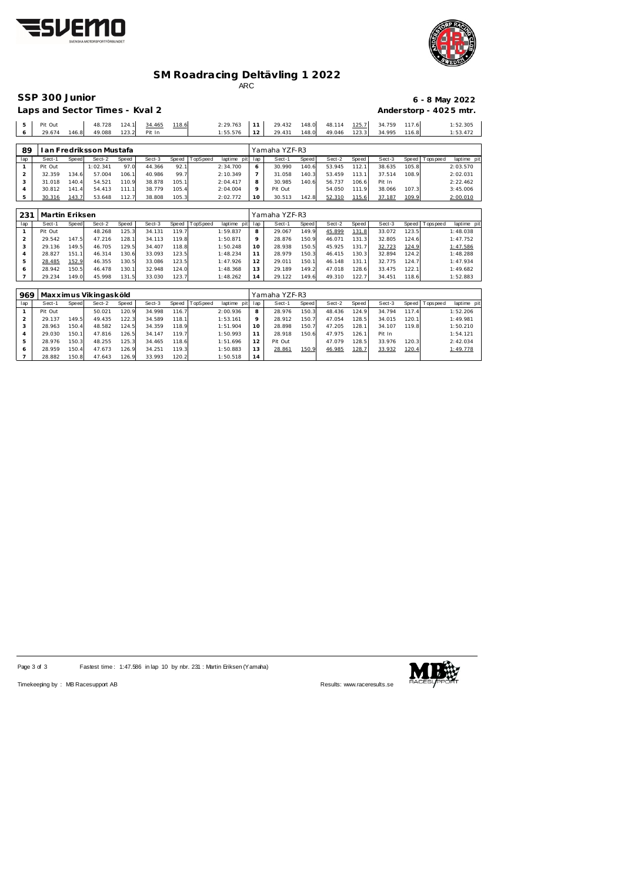# SM Roadracing Deltävling 1 2022

ARC

## SSP 300 Junior

**6 - 8 May 2022**

### Laps and Sector Times - Kval 2

**Anderstorp - 4025 mtr.**

| | | | | | | | | | | | | | | | | | | |
|---|---|---|---|---|---|---|---|---|---|---|---|---|---|---|---|---|---|---|
| 5 | Pit Out | | 48.728 | 124.1 | 34.465 | 118.6 | | 2:29.763 | 11 | 29.432 | 148.0 | 48.114 | 125.7 | 34.759 | 117.6 | | 1:52.305 |
| 6 | 29.674 | 146.8 | 49.088 | 123.2 | Pit In | | | 1:55.576 | 12 | 29.431 | 148.0 | 49.046 | 123.3 | 34.995 | 116.8 | | 1:53.472 |

**89 | Ian Fredriksson Mustafa | Yamaha YZF-R3**

| lap | Sect-1 | Speed | Sect-2 | Speed | Sect-3 | Speed | TopSpeed | laptime pit | lap | Sect-1 | Speed | Sect-2 | Speed | Sect-3 | Speed | Topspeed | laptime pit |
|---|---|---|---|---|---|---|---|---|---|---|---|---|---|---|---|---|---|
| 1 | Pit Out | | 1:02.341 | 97.0 | 44.366 | 92.1 | | 2:34.700 | 6 | 30.990 | 140.6 | 53.945 | 112.1 | 38.635 | 105.8 | | 2:03.570 |
| 2 | 32.359 | 134.6 | 57.004 | 106.1 | 40.986 | 99.7 | | 2:10.349 | 7 | 31.058 | 140.3 | 53.459 | 113.1 | 37.514 | 108.9 | | 2:02.031 |
| 3 | 31.018 | 140.4 | 54.521 | 110.9 | 38.878 | 105.1 | | 2:04.417 | 8 | 30.985 | 140.6 | 56.737 | 106.6 | Pit In | | | 2:22.462 |
| 4 | 30.812 | 141.4 | 54.413 | 111.1 | 38.779 | 105.4 | | 2:04.004 | 9 | Pit Out | | 54.050 | 111.9 | 38.066 | 107.3 | | 3:45.006 |
| 5 | 30.316 | 143.7 | 53.648 | 112.7 | 38.808 | 105.3 | | 2:02.772 | 10 | 30.513 | 142.8 | 52.310 | 115.6 | 37.187 | 109.9 | | 2:00.010 |

**231 | Martin Eriksen | Yamaha YZF-R3**

| lap | Sect-1 | Speed | Sect-2 | Speed | Sect-3 | Speed | TopSpeed | laptime pit | lap | Sect-1 | Speed | Sect-2 | Speed | Sect-3 | Speed | Topspeed | laptime pit |
|---|---|---|---|---|---|---|---|---|---|---|---|---|---|---|---|---|---|
| 1 | Pit Out | | 48.268 | 125.3 | 34.131 | 119.7 | | 1:59.837 | 8 | 29.067 | 149.9 | 45.899 | 131.8 | 33.072 | 123.5 | | 1:48.038 |
| 2 | 29.542 | 147.5 | 47.216 | 128.1 | 34.113 | 119.8 | | 1:50.871 | 9 | 28.876 | 150.9 | 46.071 | 131.3 | 32.805 | 124.6 | | 1:47.752 |
| 3 | 29.136 | 149.5 | 46.705 | 129.5 | 34.407 | 118.8 | | 1:50.248 | 10 | 28.938 | 150.5 | 45.925 | 131.7 | 32.723 | 124.9 | | 1:47.586 |
| 4 | 28.827 | 151.1 | 46.314 | 130.6 | 33.093 | 123.5 | | 1:48.234 | 11 | 28.979 | 150.3 | 46.415 | 130.3 | 32.894 | 124.2 | | 1:48.288 |
| 5 | 28.485 | 152.9 | 46.355 | 130.5 | 33.086 | 123.5 | | 1:47.926 | 12 | 29.011 | 150.1 | 46.148 | 131.1 | 32.775 | 124.7 | | 1:47.934 |
| 6 | 28.942 | 150.5 | 46.478 | 130.1 | 32.948 | 124.0 | | 1:48.368 | 13 | 29.189 | 149.2 | 47.018 | 128.6 | 33.475 | 122.1 | | 1:49.682 |
| 7 | 29.234 | 149.0 | 45.998 | 131.5 | 33.030 | 123.7 | | 1:48.262 | 14 | 29.122 | 149.6 | 49.310 | 122.7 | 34.451 | 118.6 | | 1:52.883 |

**969 | Maxximus Vikingasköld | Yamaha YZF-R3**

| lap | Sect-1 | Speed | Sect-2 | Speed | Sect-3 | Speed | TopSpeed | laptime pit | lap | Sect-1 | Speed | Sect-2 | Speed | Sect-3 | Speed | Topspeed | laptime pit |
|---|---|---|---|---|---|---|---|---|---|---|---|---|---|---|---|---|---|
| 1 | Pit Out | | 50.021 | 120.9 | 34.998 | 116.7 | | 2:00.936 | 8 | 28.976 | 150.3 | 48.436 | 124.9 | 34.794 | 117.4 | | 1:52.206 |
| 2 | 29.137 | 149.5 | 49.435 | 122.3 | 34.589 | 118.1 | | 1:53.161 | 9 | 28.912 | 150.7 | 47.054 | 128.5 | 34.015 | 120.1 | | 1:49.981 |
| 3 | 28.963 | 150.4 | 48.582 | 124.5 | 34.359 | 118.9 | | 1:51.904 | 10 | 28.898 | 150.7 | 47.205 | 128.1 | 34.107 | 119.8 | | 1:50.210 |
| 4 | 29.030 | 150.1 | 47.816 | 126.5 | 34.147 | 119.7 | | 1:50.993 | 11 | 28.918 | 150.6 | 47.975 | 126.1 | Pit In | | | 1:54.121 |
| 5 | 28.976 | 150.3 | 48.255 | 125.3 | 34.465 | 118.6 | | 1:51.696 | 12 | Pit Out | | 47.079 | 128.5 | 33.976 | 120.3 | | 2:42.034 |
| 6 | 28.959 | 150.4 | 47.673 | 126.9 | 34.251 | 119.3 | | 1:50.883 | 13 | 28.861 | 150.9 | 46.985 | 128.7 | 33.932 | 120.4 | | 1:49.778 |
| 7 | 28.882 | 150.8 | 47.643 | 126.9 | 33.993 | 120.2 | | 1:50.518 | 14 | | | | | | | | |

Fastest time : 1:47.586 in lap 10 by nbr. 231 : Martin Eriksen (Yamaha)

Timekeeping by : MB Racesupport AB

Results: www.raceresults.se